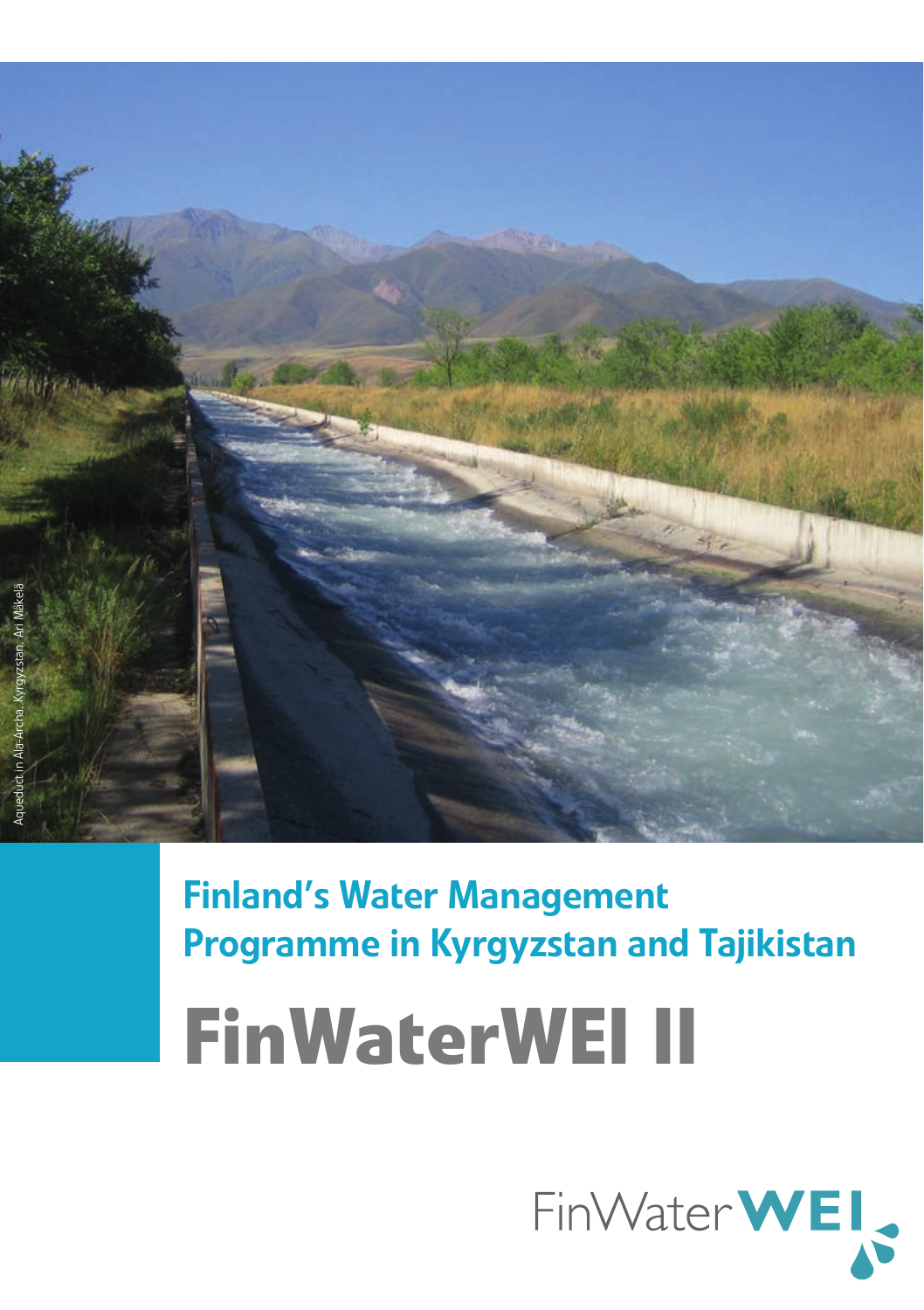Aqueduct in Ala-Archa, Kyrgyzstan, Ari Mäkelä

## Finland's Water Management Programme in Kyrgyzstan and Tajikistan

# FinWaterWEI II

FinWaterWEI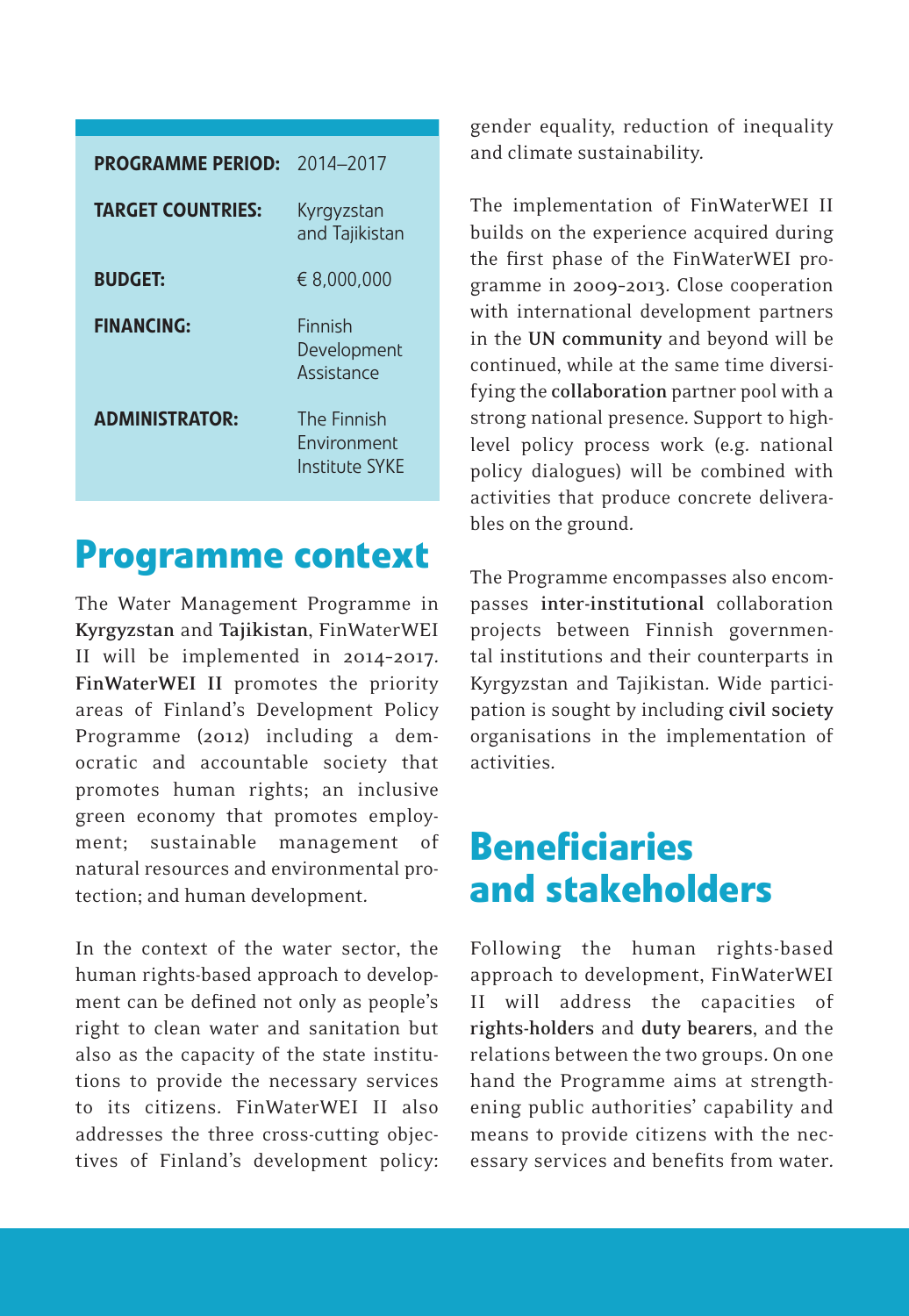| | |
|---|---|
| **PROGRAMME PERIOD:** | 2014–2017 |
| **TARGET COUNTRIES:** | Kyrgyzstan and Tajikistan |
| **BUDGET:** | € 8,000,000 |
| **FINANCING:** | Finnish Development Assistance |
| **ADMINISTRATOR:** | The Finnish Environment Institute SYKE |

## Programme context

The Water Management Programme in **Kyrgyzstan** and **Tajikistan**, FinWaterWEI II will be implemented in 2014-2017. **FinWaterWEI II** promotes the priority areas of Finland's Development Policy Programme (2012) including a democratic and accountable society that promotes human rights; an inclusive green economy that promotes employment; sustainable management of natural resources and environmental protection; and human development.

In the context of the water sector, the human rights-based approach to development can be defined not only as people's right to clean water and sanitation but also as the capacity of the state institutions to provide the necessary services to its citizens. FinWaterWEI II also addresses the three cross-cutting objectives of Finland's development policy: gender equality, reduction of inequality and climate sustainability.

The implementation of FinWaterWEI II builds on the experience acquired during the first phase of the FinWaterWEI programme in 2009-2013. Close cooperation with international development partners in the **UN community** and beyond will be continued, while at the same time diversifying the **collaboration** partner pool with a strong national presence. Support to high-level policy process work (e.g. national policy dialogues) will be combined with activities that produce concrete deliverables on the ground.

The Programme encompasses also encompasses **inter-institutional** collaboration projects between Finnish governmental institutions and their counterparts in Kyrgyzstan and Tajikistan. Wide participation is sought by including **civil society** organisations in the implementation of activities.

## Beneficiaries and stakeholders

Following the human rights-based approach to development, FinWaterWEI II will address the capacities of **rights-holders** and **duty bearers**, and the relations between the two groups. On one hand the Programme aims at strengthening public authorities' capability and means to provide citizens with the necessary services and benefits from water.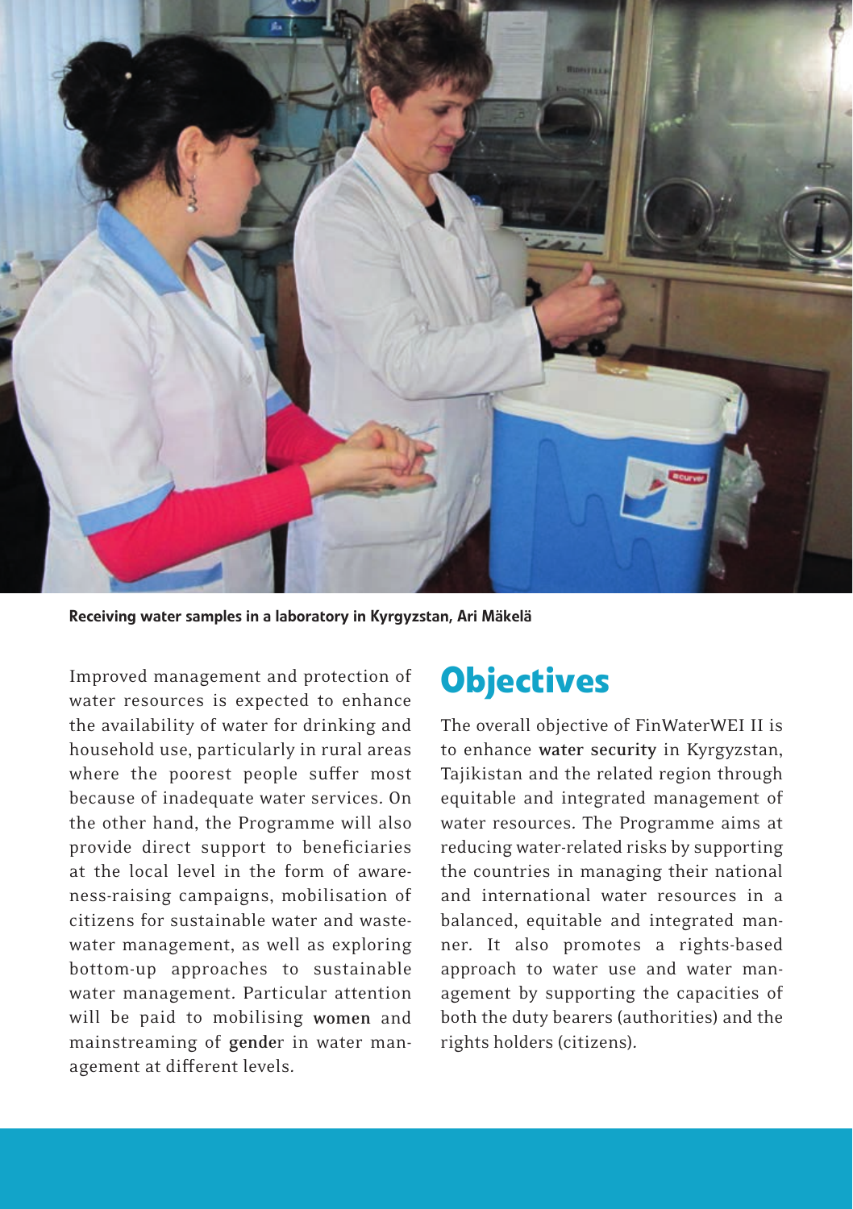Receiving water samples in a laboratory in Kyrgyzstan, Ari Mäkelä

Improved management and protection of water resources is expected to enhance the availability of water for drinking and household use, particularly in rural areas where the poorest people suffer most because of inadequate water services. On the other hand, the Programme will also provide direct support to beneficiaries at the local level in the form of awareness-raising campaigns, mobilisation of citizens for sustainable water and wastewater management, as well as exploring bottom-up approaches to sustainable water management. Particular attention will be paid to mobilising **women** and mainstreaming of **gende**r in water management at different levels.

## Objectives

The overall objective of FinWaterWEI II is to enhance **water security** in Kyrgyzstan, Tajikistan and the related region through equitable and integrated management of water resources. The Programme aims at reducing water-related risks by supporting the countries in managing their national and international water resources in a balanced, equitable and integrated manner. It also promotes a rights-based approach to water use and water management by supporting the capacities of both the duty bearers (authorities) and the rights holders (citizens).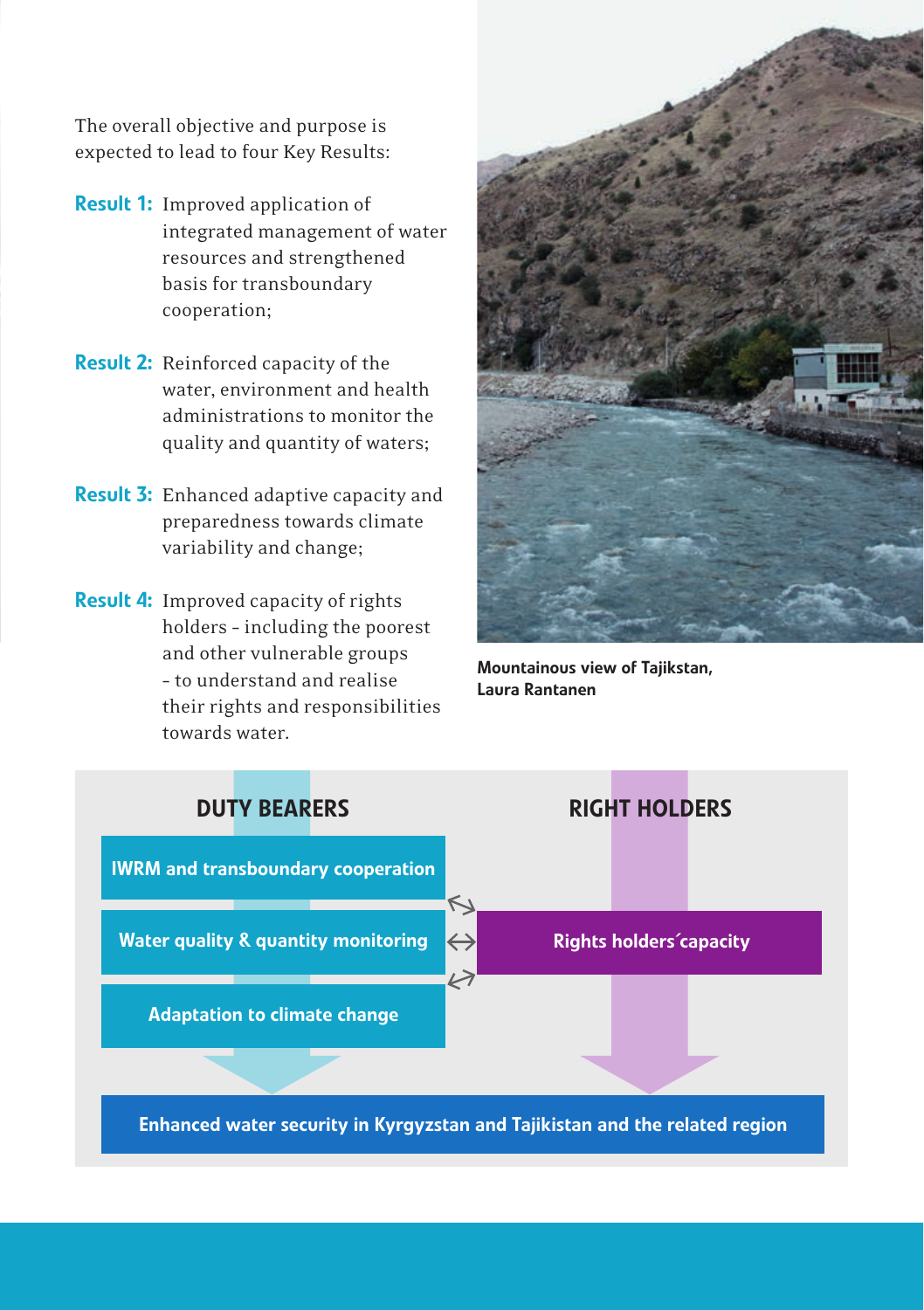The overall objective and purpose is expected to lead to four Key Results:

**Result 1:** Improved application of integrated management of water resources and strengthened basis for transboundary cooperation;

**Result 2:** Reinforced capacity of the water, environment and health administrations to monitor the quality and quantity of waters;

**Result 3:** Enhanced adaptive capacity and preparedness towards climate variability and change;

**Result 4:** Improved capacity of rights holders – including the poorest and other vulnerable groups – to understand and realise their rights and responsibilities towards water.

**Mountainous view of Tajikstan, Laura Rantanen**

**DUTY BEARERS**

- IWRM and transboundary cooperation
- Water quality & quantity monitoring
- Adaptation to climate change

**RIGHT HOLDERS**

- Rights holders´capacity

**Enhanced water security in Kyrgyzstan and Tajikistan and the related region**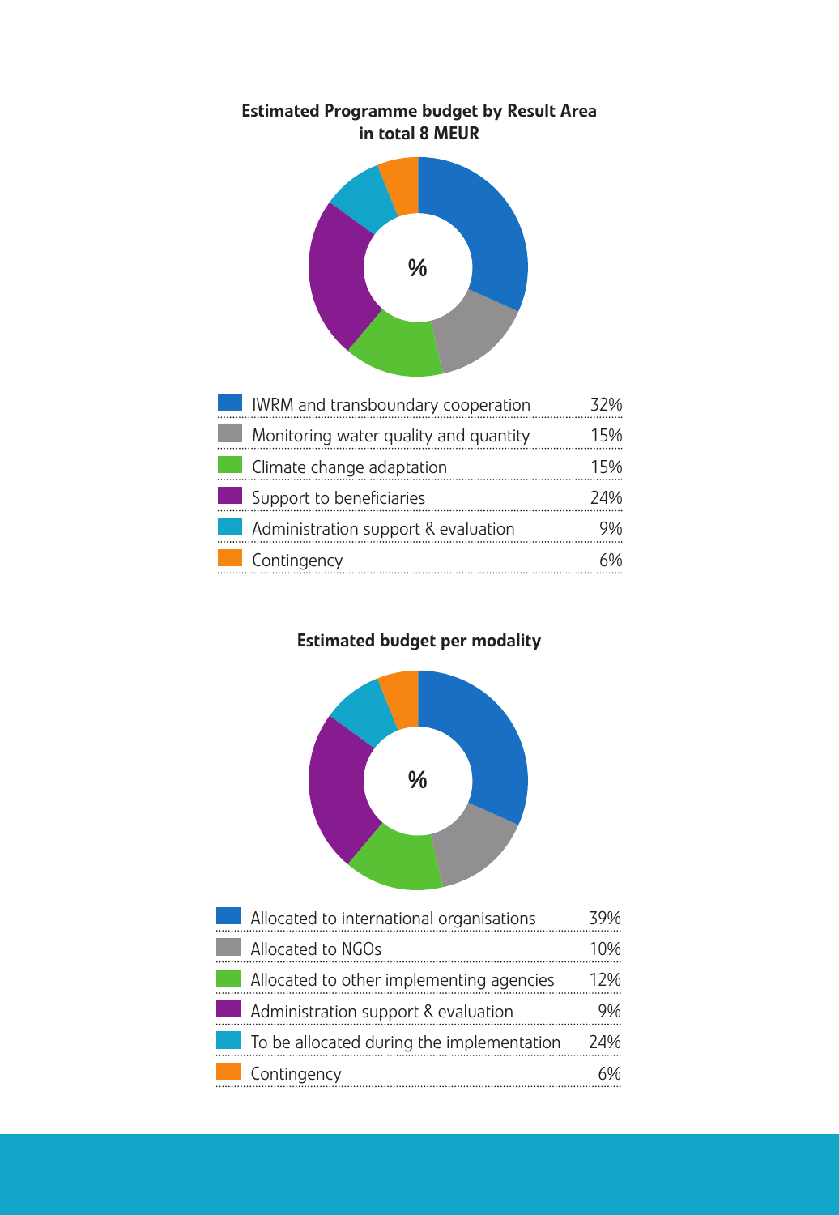**Estimated Programme budget by Result Area in total 8 MEUR**

%

| Result Area | % |
|---|---|
| IWRM and transboundary cooperation | 32% |
| Monitoring water quality and quantity | 15% |
| Climate change adaptation | 15% |
| Support to beneficiaries | 24% |
| Administration support & evaluation | 9% |
| Contingency | 6% |

**Estimated budget per modality**

%

| Modality | % |
|---|---|
| Allocated to international organisations | 39% |
| Allocated to NGOs | 10% |
| Allocated to other implementing agencies | 12% |
| Administration support & evaluation | 9% |
| To be allocated during the implementation | 24% |
| Contingency | 6% |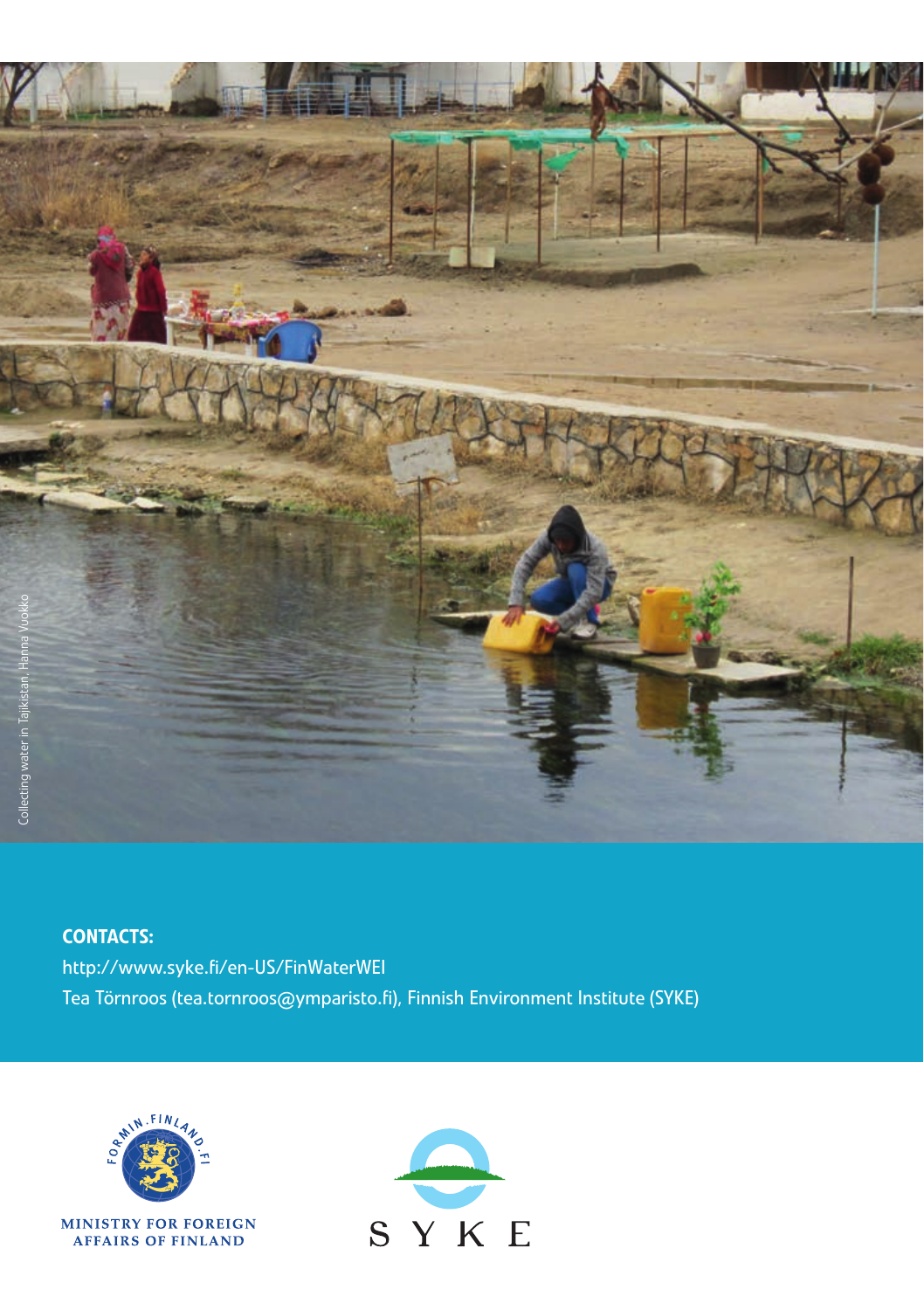Collecting water in Tajikistan, Hanna Vuokko

**CONTACTS:**

http://www.syke.fi/en-US/FinWaterWEI

Tea Törnroos (tea.tornroos@ymparisto.fi), Finnish Environment Institute (SYKE)

FORMIN.FINLAND.FI

MINISTRY FOR FOREIGN AFFAIRS OF FINLAND

SYKE